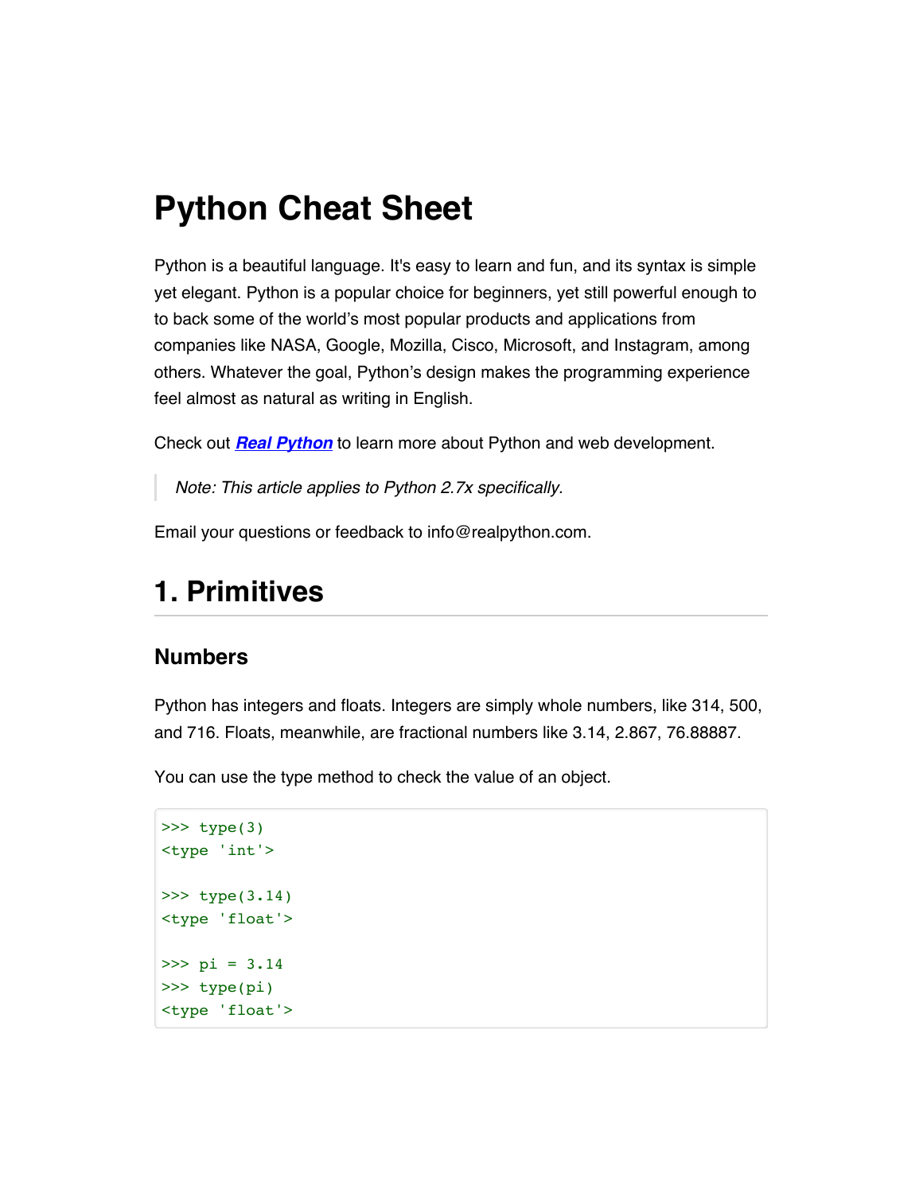# Python Cheat Sheet

Python is a beautiful language. It's easy to learn and fun, and its syntax is simple yet elegant. Python is a popular choice for beginners, yet still powerful enough to to back some of the world's most popular products and applications from companies like NASA, Google, Mozilla, Cisco, Microsoft, and Instagram, among others. Whatever the goal, Python's design makes the programming experience feel almost as natural as writing in English.

Check out ***Real Python*** to learn more about Python and web development.

> *Note: This article applies to Python 2.7x specifically.*

Email your questions or feedback to info@realpython.com.

## 1. Primitives

### Numbers

Python has integers and floats. Integers are simply whole numbers, like 314, 500, and 716. Floats, meanwhile, are fractional numbers like 3.14, 2.867, 76.88887.

You can use the type method to check the value of an object.

```
>>> type(3)
<type 'int'>

>>> type(3.14)
<type 'float'>

>>> pi = 3.14
>>> type(pi)
<type 'float'>
```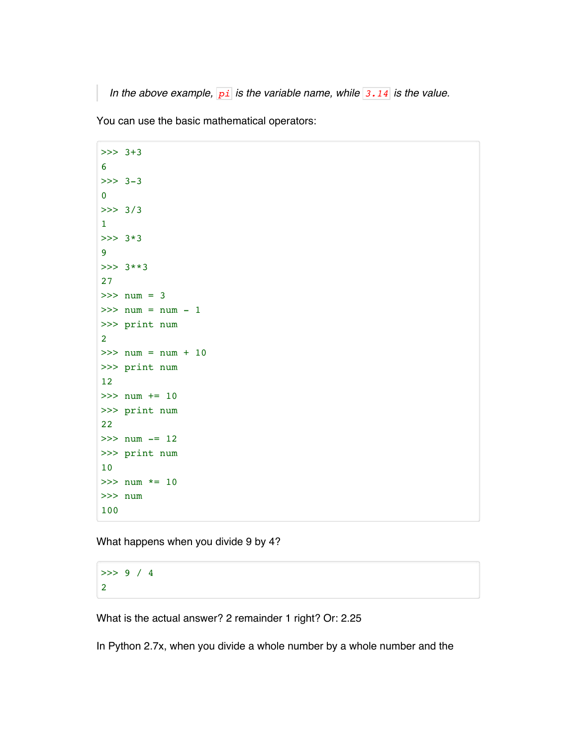> *In the above example, `pi` is the variable name, while `3.14` is the value.*

You can use the basic mathematical operators:

```
>>> 3+3
6
>>> 3-3
0
>>> 3/3
1
>>> 3*3
9
>>> 3**3
27
>>> num = 3
>>> num = num - 1
>>> print num
2
>>> num = num + 10
>>> print num
12
>>> num += 10
>>> print num
22
>>> num -= 12
>>> print num
10
>>> num *= 10
>>> num
100
```

What happens when you divide 9 by 4?

```
>>> 9 / 4
2
```

What is the actual answer? 2 remainder 1 right? Or: 2.25

In Python 2.7x, when you divide a whole number by a whole number and the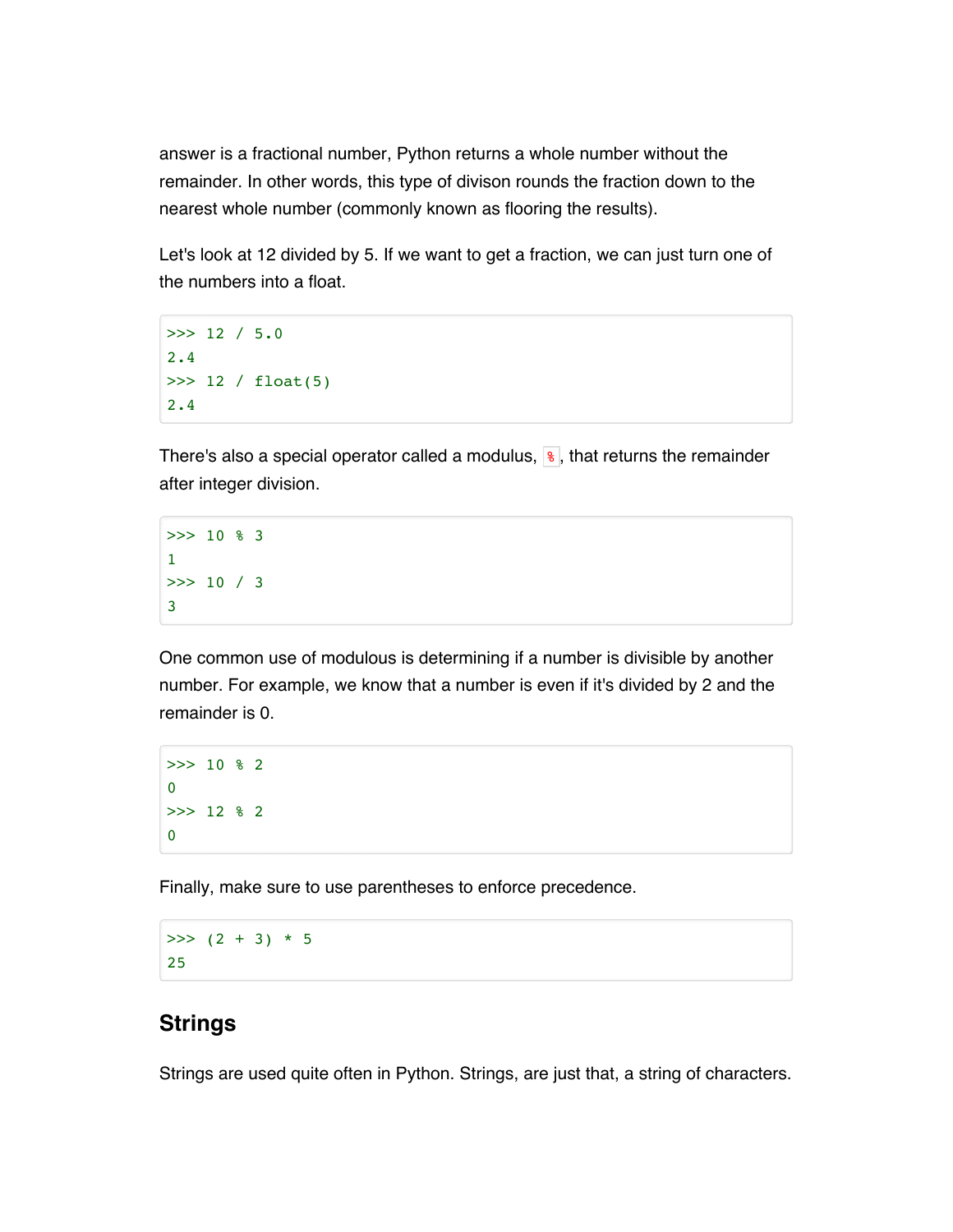answer is a fractional number, Python returns a whole number without the remainder. In other words, this type of divison rounds the fraction down to the nearest whole number (commonly known as flooring the results).

Let's look at 12 divided by 5. If we want to get a fraction, we can just turn one of the numbers into a float.

```
>>> 12 / 5.0
2.4
>>> 12 / float(5)
2.4
```

There's also a special operator called a modulus, `%`, that returns the remainder after integer division.

```
>>> 10 % 3
1
>>> 10 / 3
3
```

One common use of modulous is determining if a number is divisible by another number. For example, we know that a number is even if it's divided by 2 and the remainder is 0.

```
>>> 10 % 2
0
>>> 12 % 2
0
```

Finally, make sure to use parentheses to enforce precedence.

```
>>> (2 + 3) * 5
25
```

## Strings

Strings are used quite often in Python. Strings, are just that, a string of characters.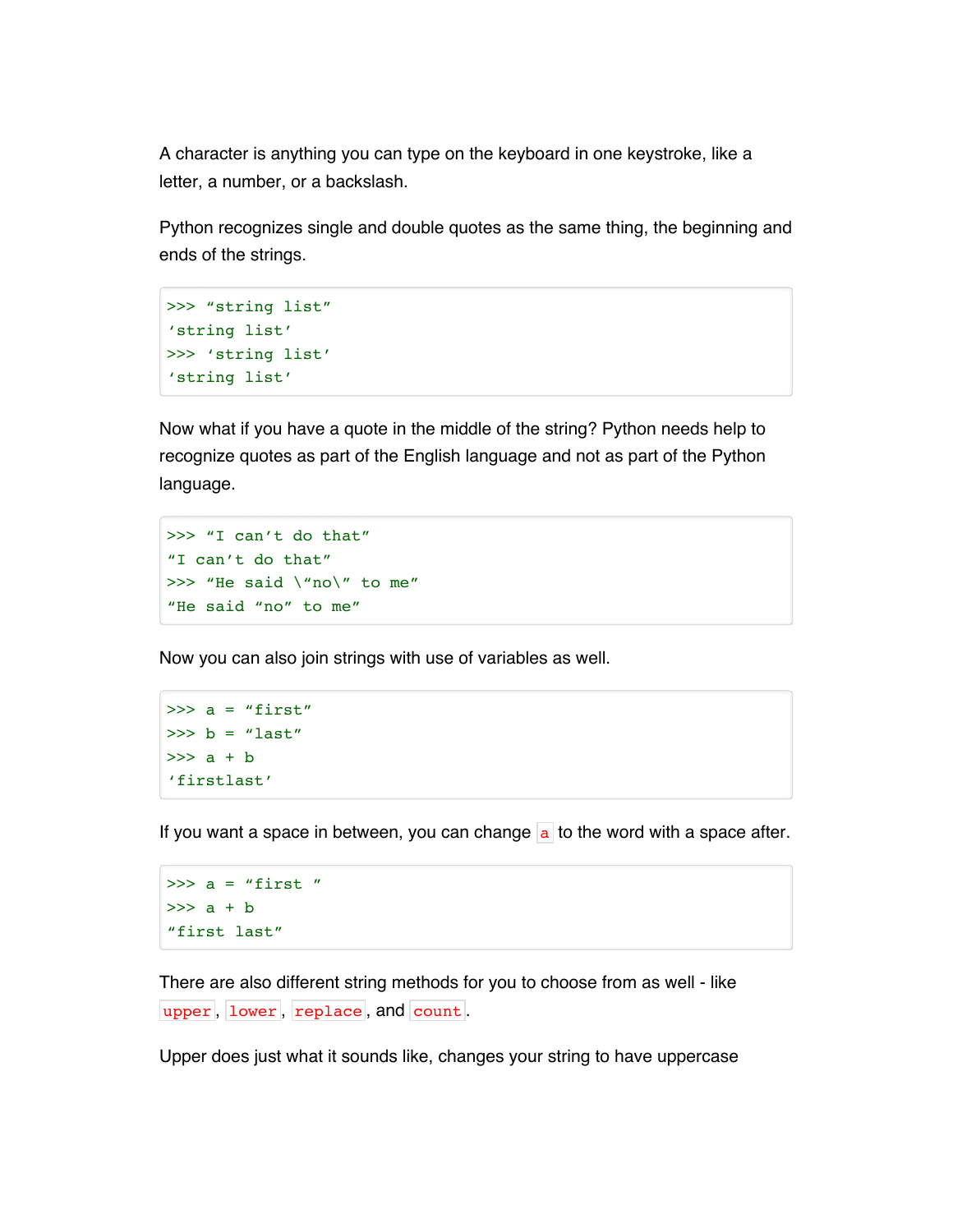A character is anything you can type on the keyboard in one keystroke, like a letter, a number, or a backslash.

Python recognizes single and double quotes as the same thing, the beginning and ends of the strings.

```
>>> “string list”
‘string list’
>>> ‘string list’
‘string list’
```

Now what if you have a quote in the middle of the string? Python needs help to recognize quotes as part of the English language and not as part of the Python language.

```
>>> “I can’t do that”
“I can’t do that”
>>> “He said \“no\” to me”
“He said “no” to me”
```

Now you can also join strings with use of variables as well.

```
>>> a = “first”
>>> b = “last”
>>> a + b
‘firstlast’
```

If you want a space in between, you can change `a` to the word with a space after.

```
>>> a = “first ”
>>> a + b
“first last”
```

There are also different string methods for you to choose from as well - like `upper`, `lower`, `replace`, and `count`.

Upper does just what it sounds like, changes your string to have uppercase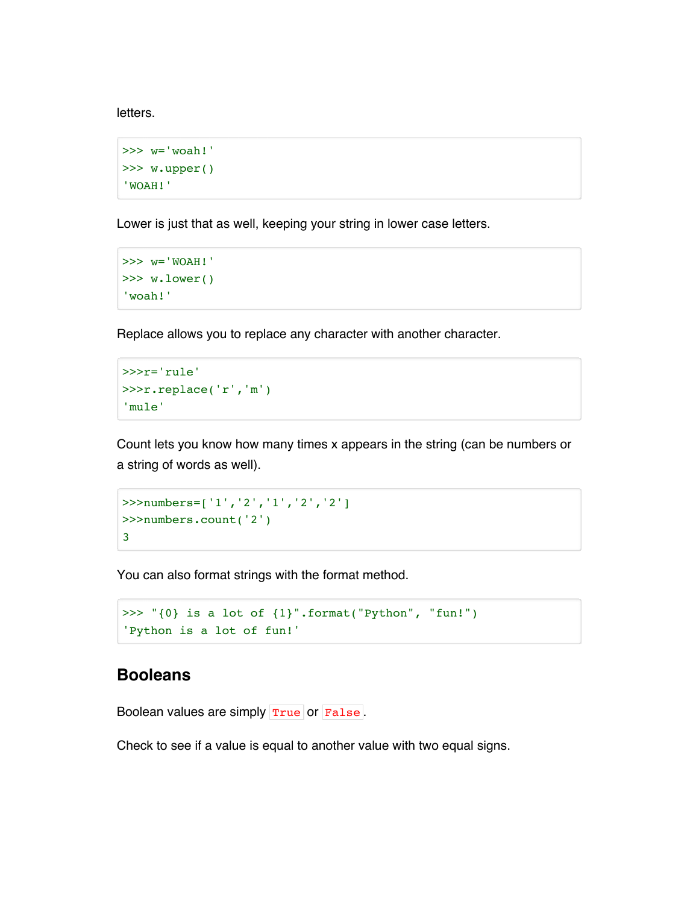letters.

```
>>> w='woah!'
>>> w.upper()
'WOAH!'
```

Lower is just that as well, keeping your string in lower case letters.

```
>>> w='WOAH!'
>>> w.lower()
'woah!'
```

Replace allows you to replace any character with another character.

```
>>>r='rule'
>>>r.replace('r','m')
'mule'
```

Count lets you know how many times x appears in the string (can be numbers or a string of words as well).

```
>>>numbers=['1','2','1','2','2']
>>>numbers.count('2')
3
```

You can also format strings with the format method.

```
>>> "{0} is a lot of {1}".format("Python", "fun!")
'Python is a lot of fun!'
```

## Booleans

Boolean values are simply `True` or `False`.

Check to see if a value is equal to another value with two equal signs.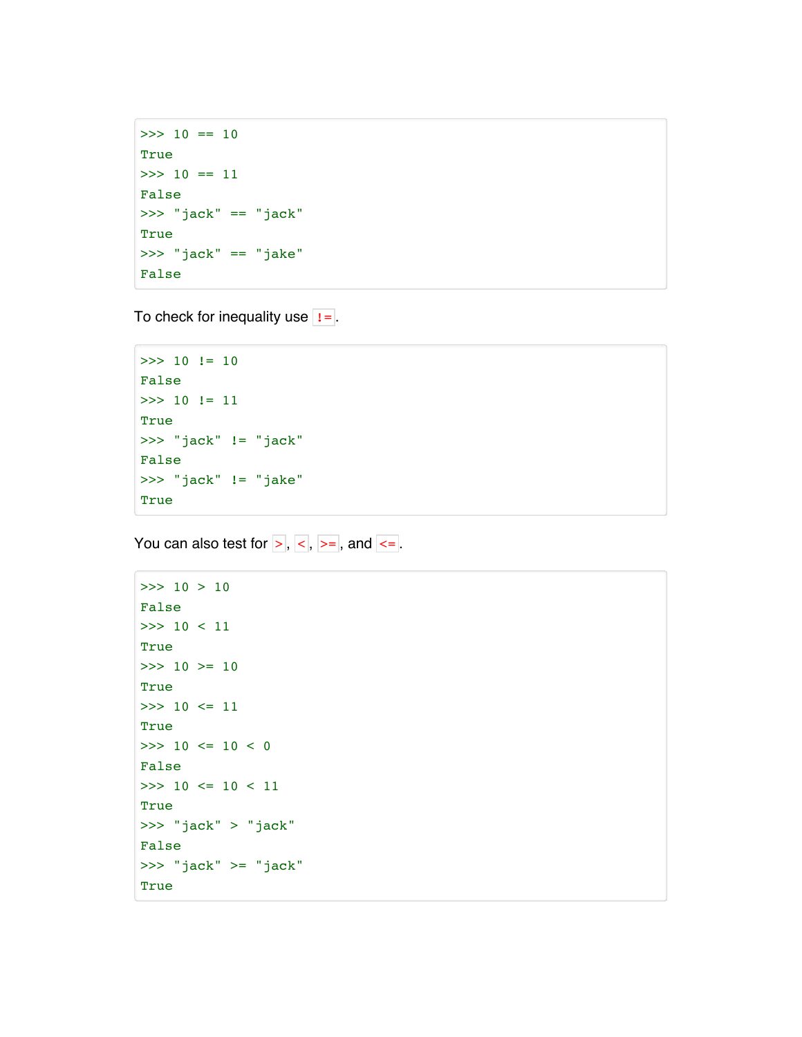```
>>> 10 == 10
True
>>> 10 == 11
False
>>> "jack" == "jack"
True
>>> "jack" == "jake"
False
```

To check for inequality use `!=`.

```
>>> 10 != 10
False
>>> 10 != 11
True
>>> "jack" != "jack"
False
>>> "jack" != "jake"
True
```

You can also test for `>`, `<`, `>=`, and `<=`.

```
>>> 10 > 10
False
>>> 10 < 11
True
>>> 10 >= 10
True
>>> 10 <= 11
True
>>> 10 <= 10 < 0
False
>>> 10 <= 10 < 11
True
>>> "jack" > "jack"
False
>>> "jack" >= "jack"
True
```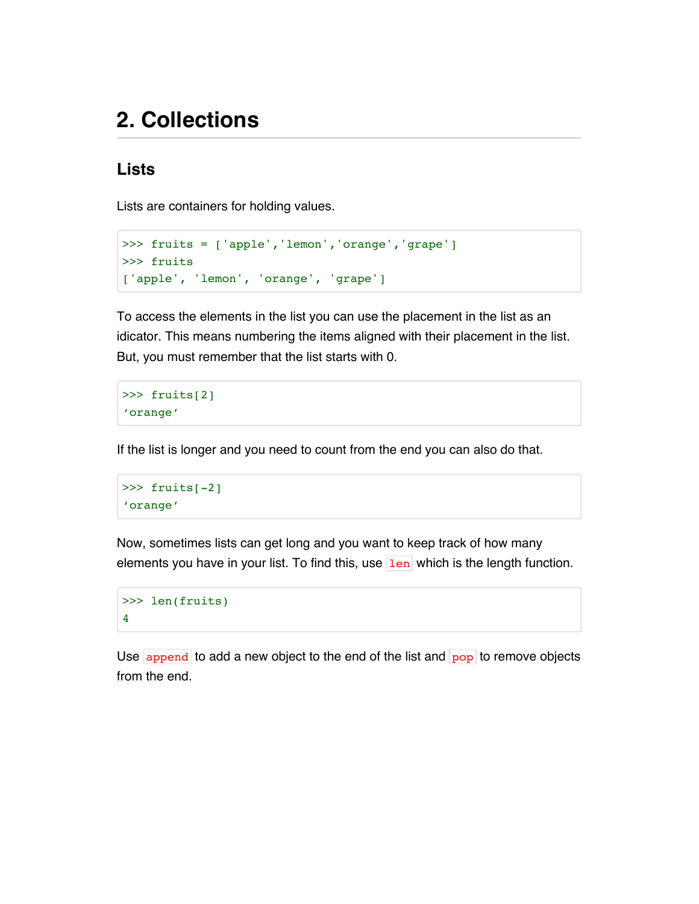# 2. Collections

## Lists

Lists are containers for holding values.

```
>>> fruits = ['apple','lemon','orange','grape']
>>> fruits
['apple', 'lemon', 'orange', 'grape']
```

To access the elements in the list you can use the placement in the list as an idicator. This means numbering the items aligned with their placement in the list. But, you must remember that the list starts with 0.

```
>>> fruits[2]
'orange'
```

If the list is longer and you need to count from the end you can also do that.

```
>>> fruits[-2]
'orange'
```

Now, sometimes lists can get long and you want to keep track of how many elements you have in your list. To find this, use `len` which is the length function.

```
>>> len(fruits)
4
```

Use `append` to add a new object to the end of the list and `pop` to remove objects from the end.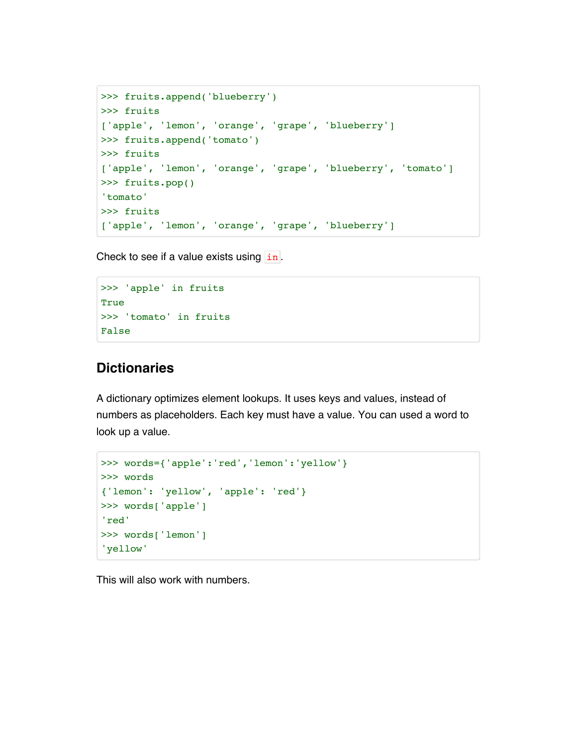```
>>> fruits.append('blueberry')
>>> fruits
['apple', 'lemon', 'orange', 'grape', 'blueberry']
>>> fruits.append('tomato')
>>> fruits
['apple', 'lemon', 'orange', 'grape', 'blueberry', 'tomato']
>>> fruits.pop()
'tomato'
>>> fruits
['apple', 'lemon', 'orange', 'grape', 'blueberry']
```

Check to see if a value exists using `in`.

```
>>> 'apple' in fruits
True
>>> 'tomato' in fruits
False
```

## Dictionaries

A dictionary optimizes element lookups. It uses keys and values, instead of numbers as placeholders. Each key must have a value. You can used a word to look up a value.

```
>>> words={'apple':'red','lemon':'yellow'}
>>> words
{'lemon': 'yellow', 'apple': 'red'}
>>> words['apple']
'red'
>>> words['lemon']
'yellow'
```

This will also work with numbers.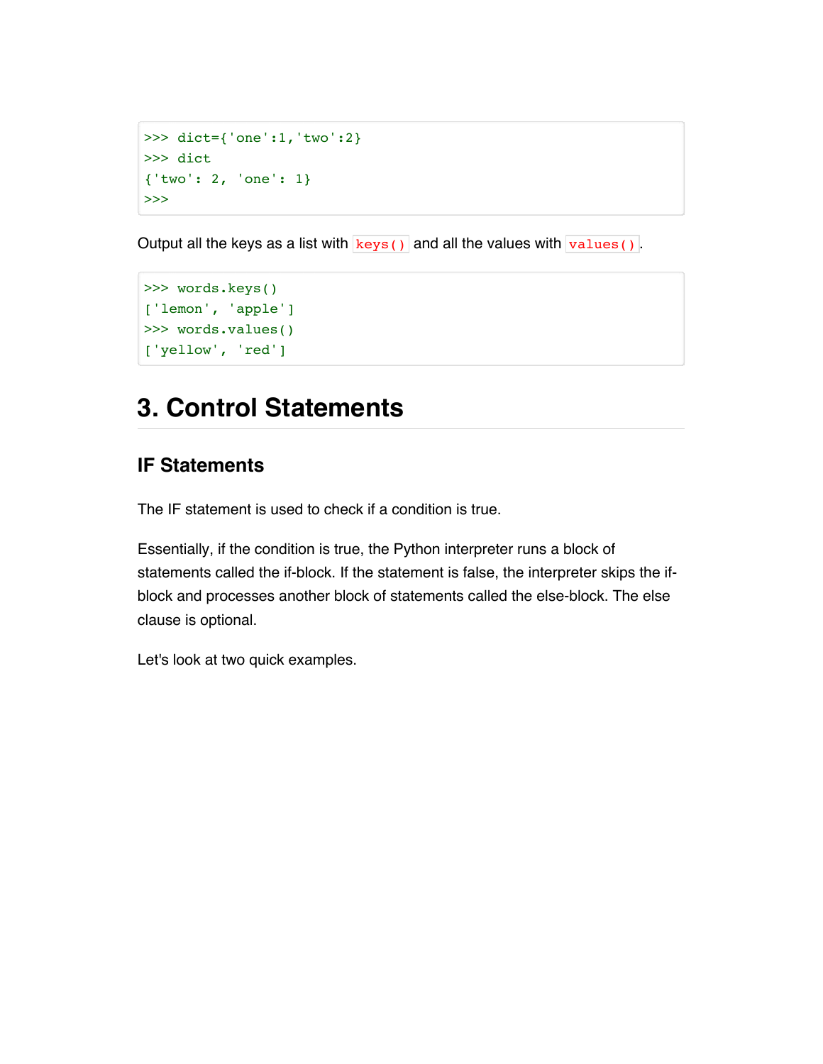```
>>> dict={'one':1,'two':2}
>>> dict
{'two': 2, 'one': 1}
>>>
```

Output all the keys as a list with `keys()` and all the values with `values()`.

```
>>> words.keys()
['lemon', 'apple']
>>> words.values()
['yellow', 'red']
```

# 3. Control Statements

## IF Statements

The IF statement is used to check if a condition is true.

Essentially, if the condition is true, the Python interpreter runs a block of statements called the if-block. If the statement is false, the interpreter skips the if-block and processes another block of statements called the else-block. The else clause is optional.

Let's look at two quick examples.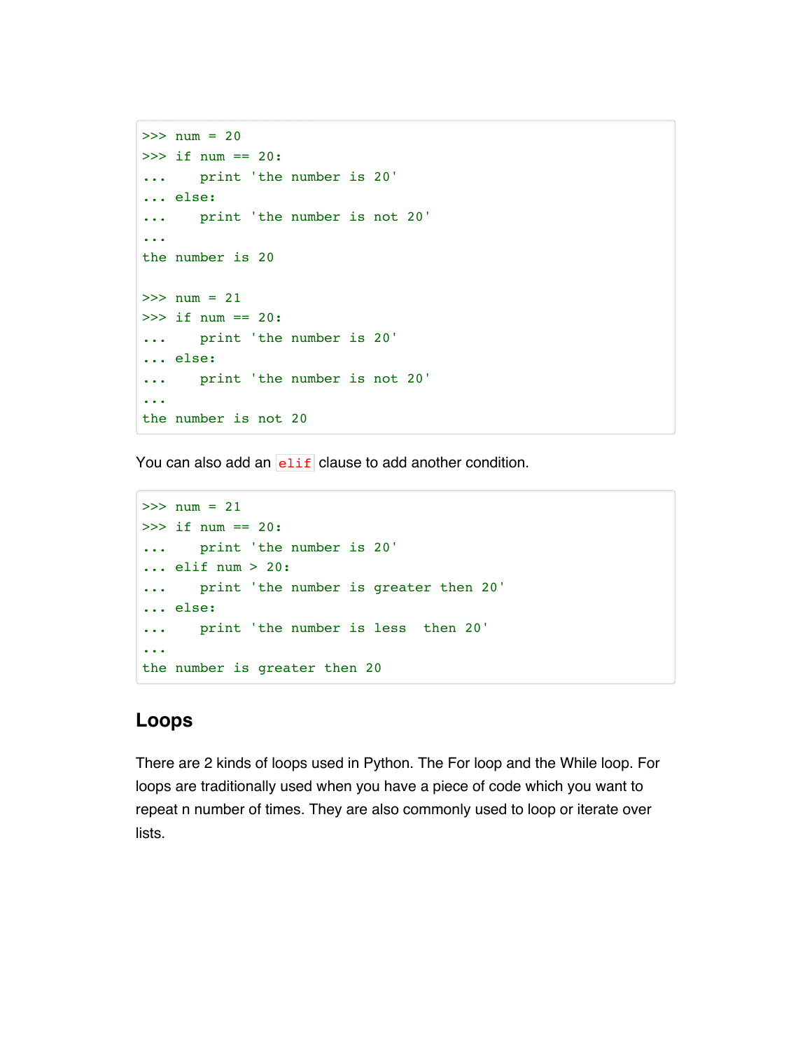```
>>> num = 20
>>> if num == 20:
...     print 'the number is 20'
... else:
...     print 'the number is not 20'
...
the number is 20

>>> num = 21
>>> if num == 20:
...     print 'the number is 20'
... else:
...     print 'the number is not 20'
...
the number is not 20
```

You can also add an `elif` clause to add another condition.

```
>>> num = 21
>>> if num == 20:
...     print 'the number is 20'
... elif num > 20:
...     print 'the number is greater then 20'
... else:
...     print 'the number is less  then 20'
...
the number is greater then 20
```

## Loops

There are 2 kinds of loops used in Python. The For loop and the While loop. For loops are traditionally used when you have a piece of code which you want to repeat n number of times. They are also commonly used to loop or iterate over lists.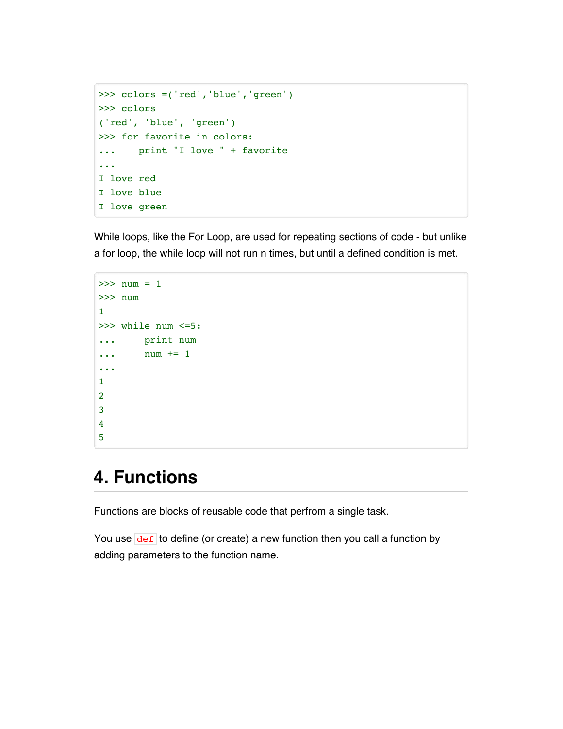```
>>> colors =('red','blue','green')
>>> colors
('red', 'blue', 'green')
>>> for favorite in colors:
...     print "I love " + favorite
...
I love red
I love blue
I love green
```

While loops, like the For Loop, are used for repeating sections of code - but unlike a for loop, the while loop will not run n times, but until a defined condition is met.

```
>>> num = 1
>>> num
1
>>> while num <=5:
...     print num
...     num += 1
...
1
2
3
4
5
```

# 4. Functions

Functions are blocks of reusable code that perfrom a single task.

You use `def` to define (or create) a new function then you call a function by adding parameters to the function name.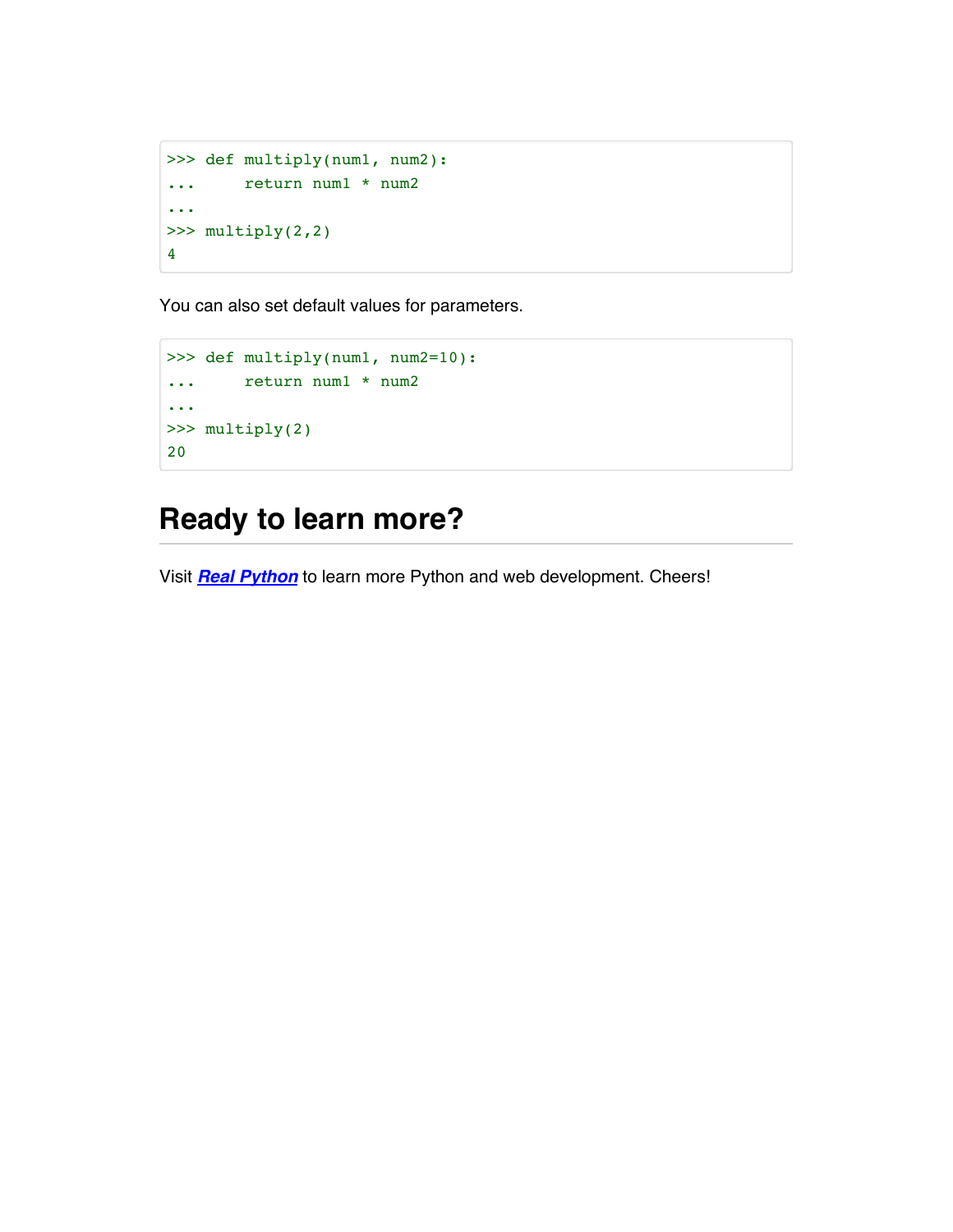```
>>> def multiply(num1, num2):
...     return num1 * num2
...
>>> multiply(2,2)
4
```

You can also set default values for parameters.

```
>>> def multiply(num1, num2=10):
...     return num1 * num2
...
>>> multiply(2)
20
```

## Ready to learn more?

Visit ***Real Python*** to learn more Python and web development. Cheers!